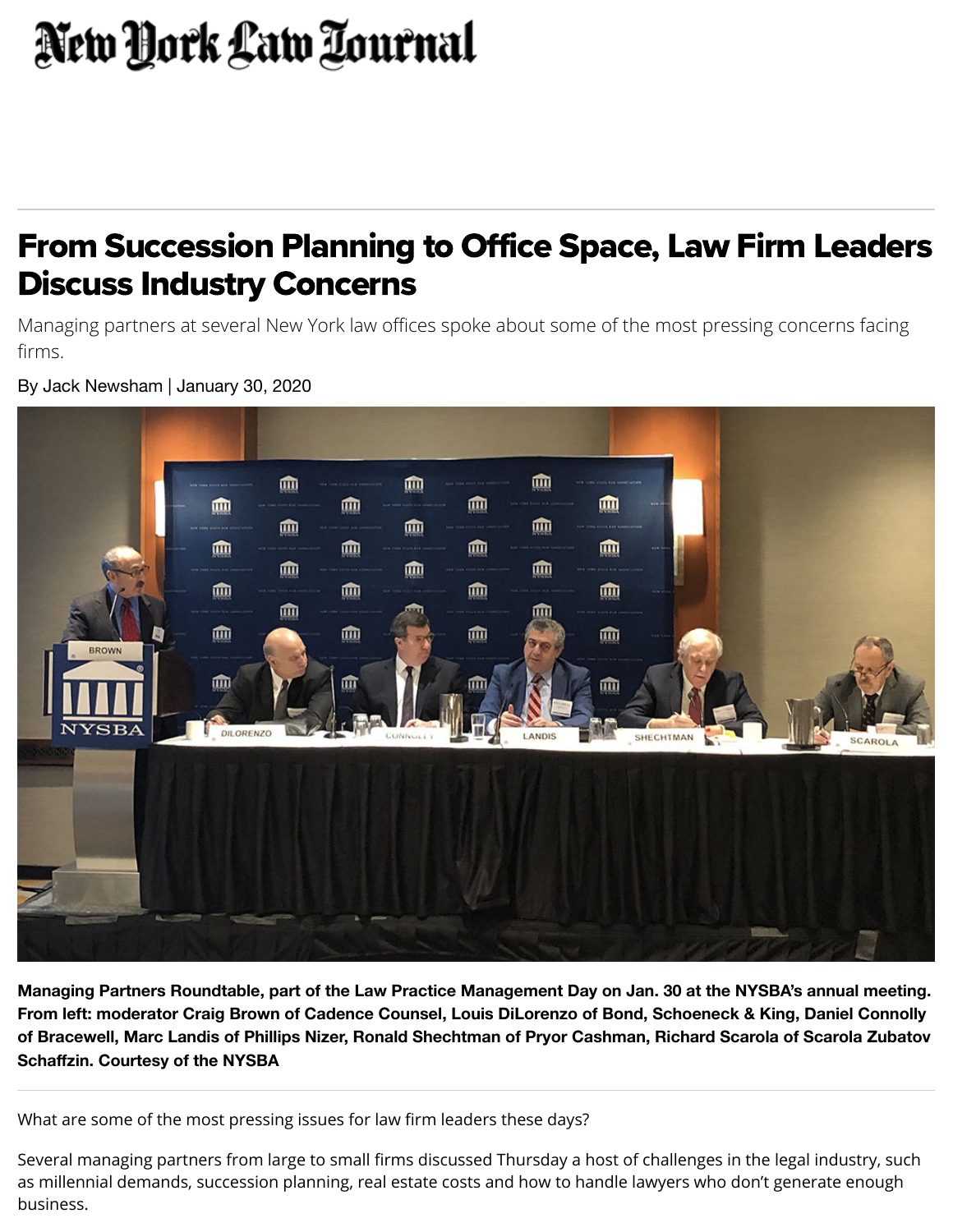New York Law Journal

# From Succession Planning to Office Space, Law Firm Leaders Discuss Industry Concerns

Managing partners at several New York law offices spoke about some of the most pressing concerns facing firms.

By Jack Newsham | January 30, 2020

**Managing Partners Roundtable, part of the Law Practice Management Day on Jan. 30 at the NYSBA's annual meeting. From left: moderator Craig Brown of Cadence Counsel, Louis DiLorenzo of Bond, Schoeneck & King, Daniel Connolly of Bracewell, Marc Landis of Phillips Nizer, Ronald Shechtman of Pryor Cashman, Richard Scarola of Scarola Zubatov Schaffzin. Courtesy of the NYSBA**

What are some of the most pressing issues for law firm leaders these days?

Several managing partners from large to small firms discussed Thursday a host of challenges in the legal industry, such as millennial demands, succession planning, real estate costs and how to handle lawyers who don't generate enough business.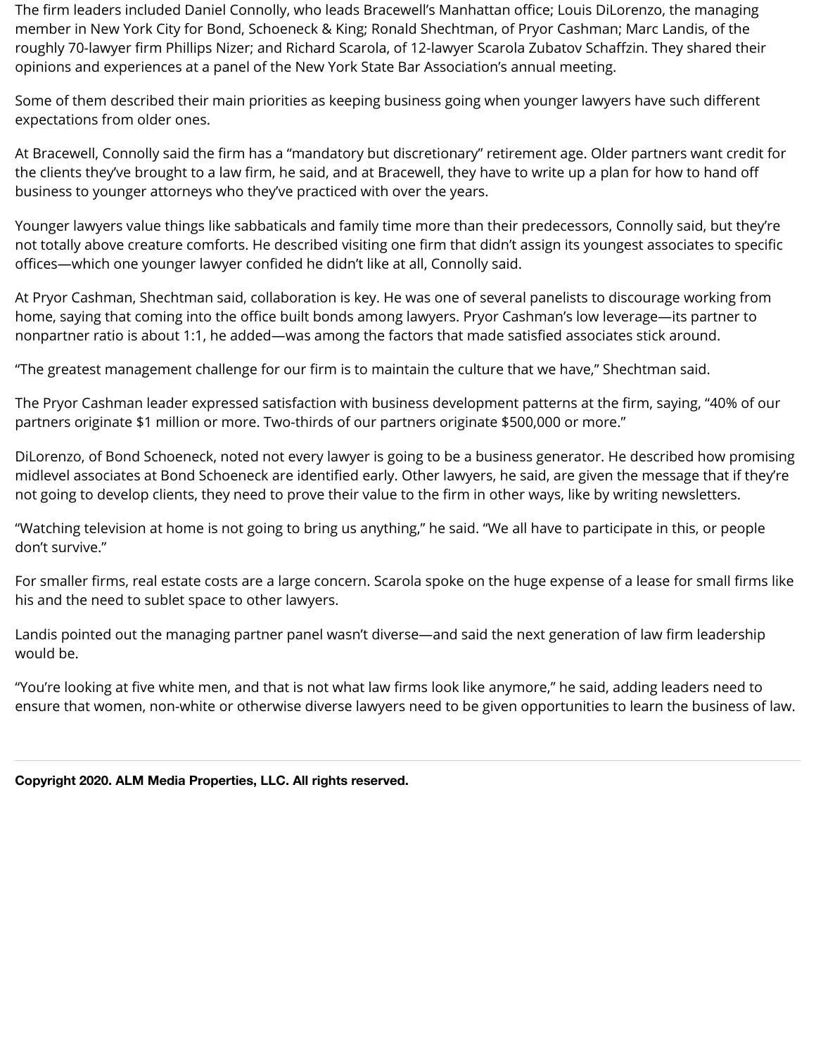The firm leaders included Daniel Connolly, who leads Bracewell's Manhattan office; Louis DiLorenzo, the managing member in New York City for Bond, Schoeneck & King; Ronald Shechtman, of Pryor Cashman; Marc Landis, of the roughly 70-lawyer firm Phillips Nizer; and Richard Scarola, of 12-lawyer Scarola Zubatov Schaffzin. They shared their opinions and experiences at a panel of the New York State Bar Association's annual meeting.

Some of them described their main priorities as keeping business going when younger lawyers have such different expectations from older ones.

At Bracewell, Connolly said the firm has a "mandatory but discretionary" retirement age. Older partners want credit for the clients they've brought to a law firm, he said, and at Bracewell, they have to write up a plan for how to hand off business to younger attorneys who they've practiced with over the years.

Younger lawyers value things like sabbaticals and family time more than their predecessors, Connolly said, but they're not totally above creature comforts. He described visiting one firm that didn't assign its youngest associates to specific offices—which one younger lawyer confided he didn't like at all, Connolly said.

At Pryor Cashman, Shechtman said, collaboration is key. He was one of several panelists to discourage working from home, saying that coming into the office built bonds among lawyers. Pryor Cashman's low leverage—its partner to nonpartner ratio is about 1:1, he added—was among the factors that made satisfied associates stick around.

"The greatest management challenge for our firm is to maintain the culture that we have," Shechtman said.

The Pryor Cashman leader expressed satisfaction with business development patterns at the firm, saying, "40% of our partners originate $1 million or more. Two-thirds of our partners originate $500,000 or more."

DiLorenzo, of Bond Schoeneck, noted not every lawyer is going to be a business generator. He described how promising midlevel associates at Bond Schoeneck are identified early. Other lawyers, he said, are given the message that if they're not going to develop clients, they need to prove their value to the firm in other ways, like by writing newsletters.

"Watching television at home is not going to bring us anything," he said. "We all have to participate in this, or people don't survive."

For smaller firms, real estate costs are a large concern. Scarola spoke on the huge expense of a lease for small firms like his and the need to sublet space to other lawyers.

Landis pointed out the managing partner panel wasn't diverse—and said the next generation of law firm leadership would be.

"You're looking at five white men, and that is not what law firms look like anymore," he said, adding leaders need to ensure that women, non-white or otherwise diverse lawyers need to be given opportunities to learn the business of law.

**Copyright 2020. ALM Media Properties, LLC. All rights reserved.**